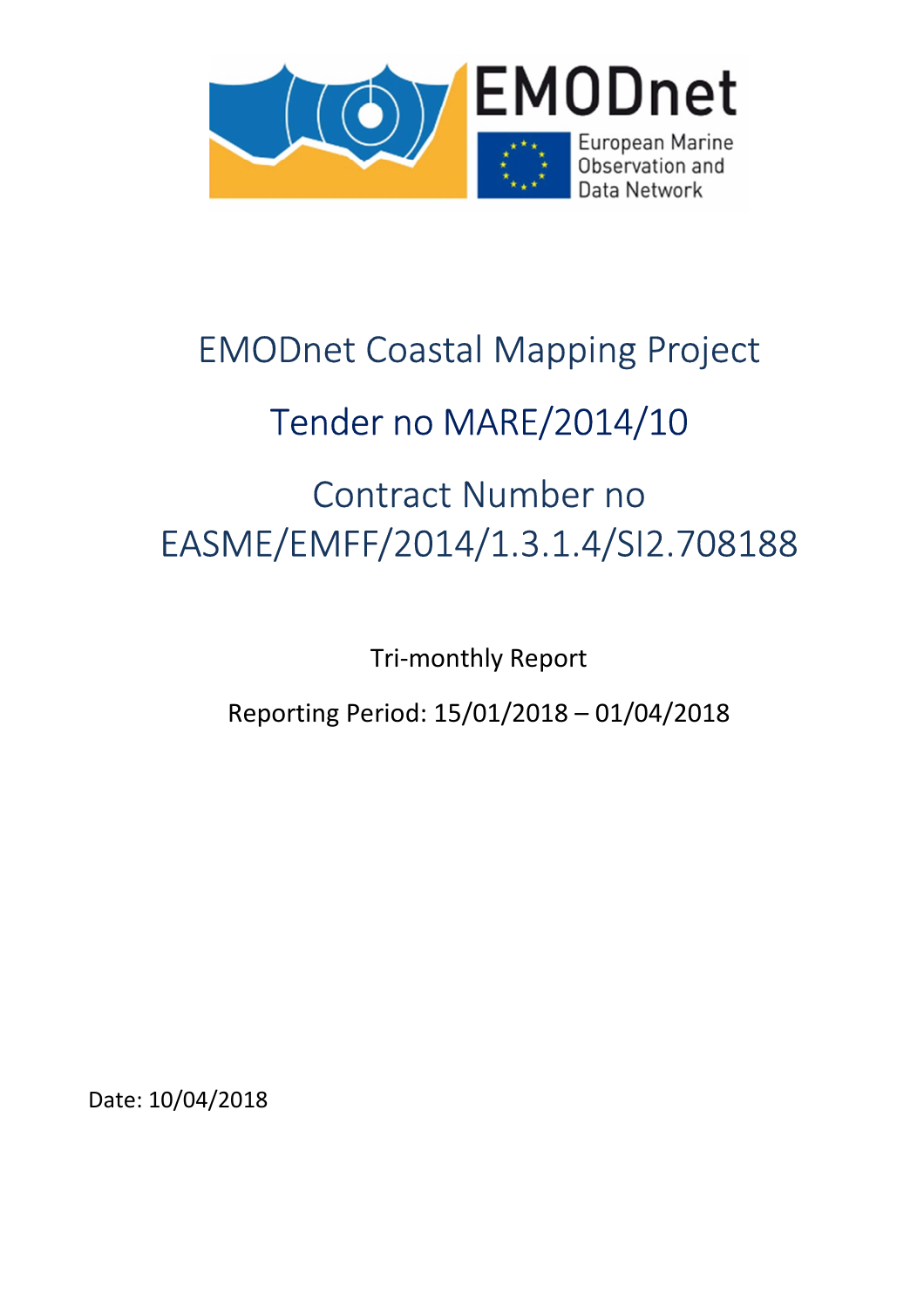# EMODnet Coastal Mapping Project

## Tender no MARE/2014/10

## Contract Number no EASME/EMFF/2014/1.3.1.4/SI2.708188

Tri-monthly Report

Reporting Period: 15/01/2018 – 01/04/2018

Date: 10/04/2018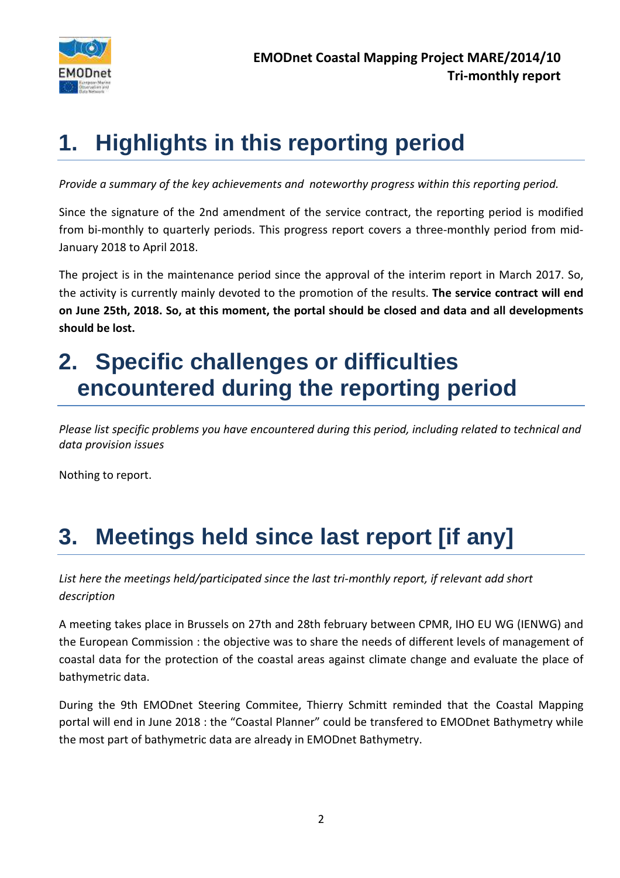# 1. Highlights in this reporting period

*Provide a summary of the key achievements and noteworthy progress within this reporting period.*

Since the signature of the 2nd amendment of the service contract, the reporting period is modified from bi-monthly to quarterly periods. This progress report covers a three-monthly period from mid-January 2018 to April 2018.

The project is in the maintenance period since the approval of the interim report in March 2017. So, the activity is currently mainly devoted to the promotion of the results. **The service contract will end on June 25th, 2018. So, at this moment, the portal should be closed and data and all developments should be lost.**

# 2. Specific challenges or difficulties encountered during the reporting period

*Please list specific problems you have encountered during this period, including related to technical and data provision issues*

Nothing to report.

# 3. Meetings held since last report [if any]

*List here the meetings held/participated since the last tri-monthly report, if relevant add short description*

A meeting takes place in Brussels on 27th and 28th february between CPMR, IHO EU WG (IENWG) and the European Commission : the objective was to share the needs of different levels of management of coastal data for the protection of the coastal areas against climate change and evaluate the place of bathymetric data.

During the 9th EMODnet Steering Commitee, Thierry Schmitt reminded that the Coastal Mapping portal will end in June 2018 : the "Coastal Planner" could be transfered to EMODnet Bathymetry while the most part of bathymetric data are already in EMODnet Bathymetry.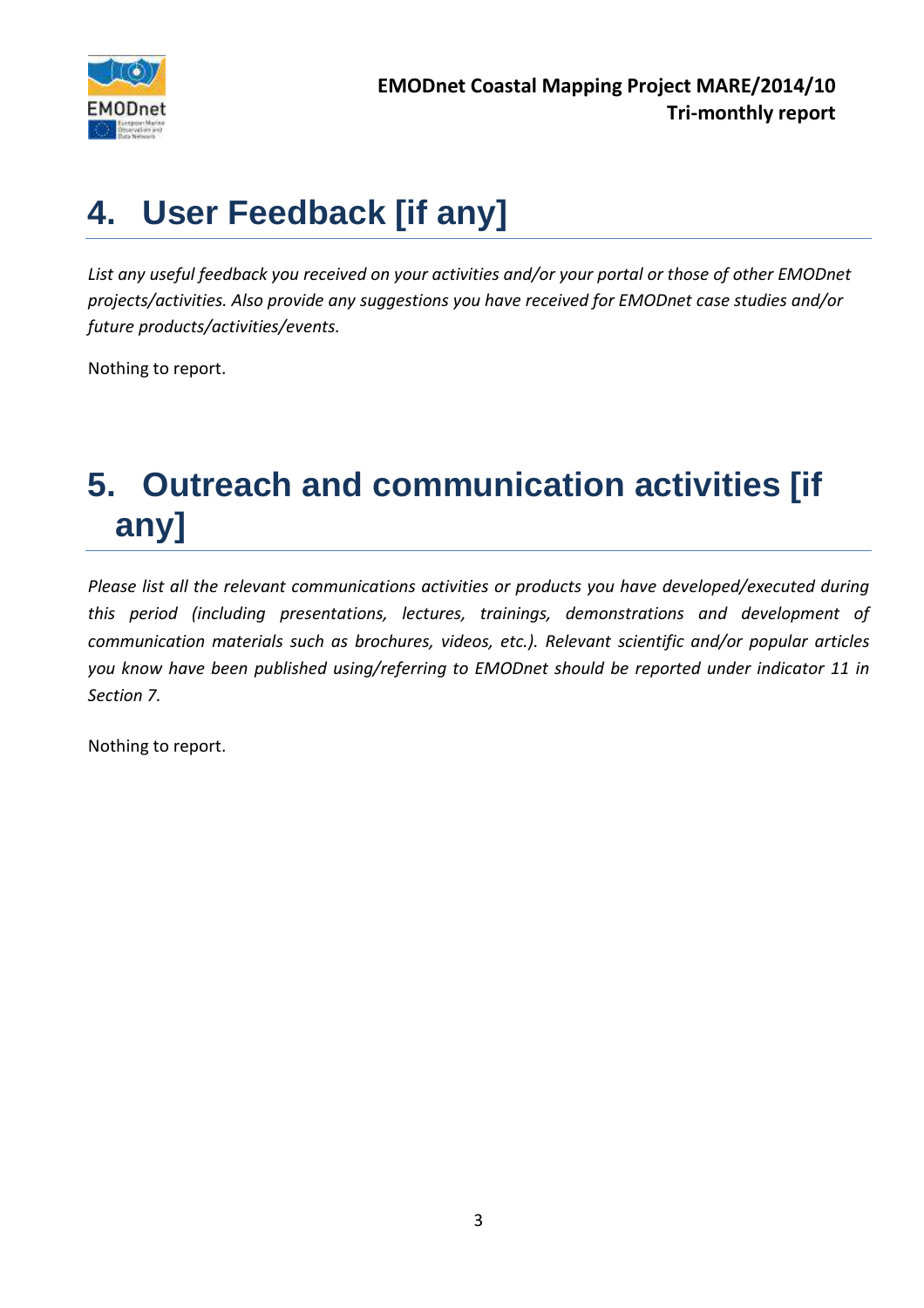# 4. User Feedback [if any]

*List any useful feedback you received on your activities and/or your portal or those of other EMODnet projects/activities. Also provide any suggestions you have received for EMODnet case studies and/or future products/activities/events.*

Nothing to report.

# 5. Outreach and communication activities [if any]

*Please list all the relevant communications activities or products you have developed/executed during this period (including presentations, lectures, trainings, demonstrations and development of communication materials such as brochures, videos, etc.). Relevant scientific and/or popular articles you know have been published using/referring to EMODnet should be reported under indicator 11 in Section 7.*

Nothing to report.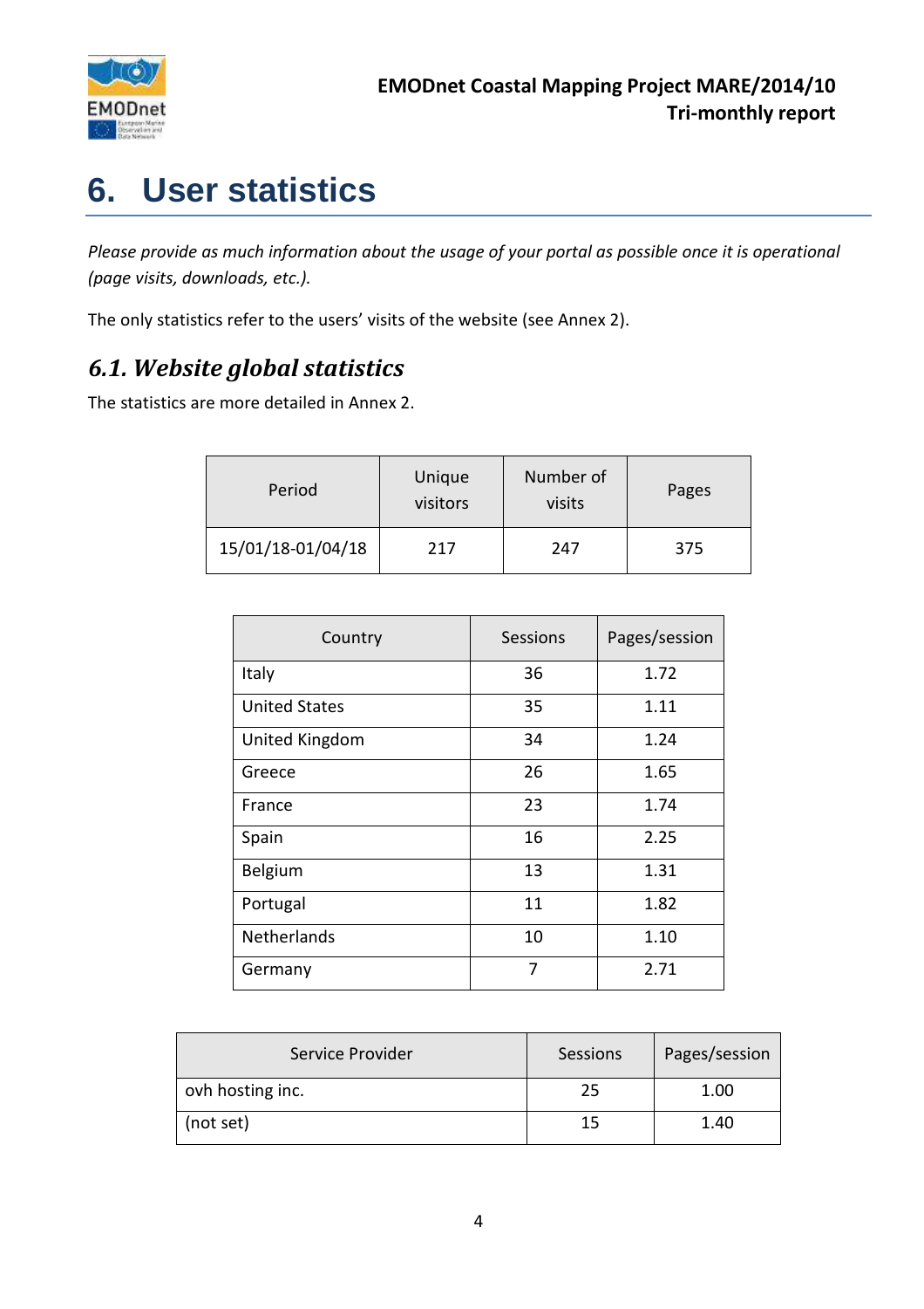# 6. User statistics

*Please provide as much information about the usage of your portal as possible once it is operational (page visits, downloads, etc.).*

The only statistics refer to the users' visits of the website (see Annex 2).

## *6.1. Website global statistics*

The statistics are more detailed in Annex 2.

| Period | Unique visitors | Number of visits | Pages |
|---|---|---|---|
| 15/01/18-01/04/18 | 217 | 247 | 375 |

| Country | Sessions | Pages/session |
|---|---|---|
| Italy | 36 | 1.72 |
| United States | 35 | 1.11 |
| United Kingdom | 34 | 1.24 |
| Greece | 26 | 1.65 |
| France | 23 | 1.74 |
| Spain | 16 | 2.25 |
| Belgium | 13 | 1.31 |
| Portugal | 11 | 1.82 |
| Netherlands | 10 | 1.10 |
| Germany | 7 | 2.71 |

| Service Provider | Sessions | Pages/session |
|---|---|---|
| ovh hosting inc. | 25 | 1.00 |
| (not set) | 15 | 1.40 |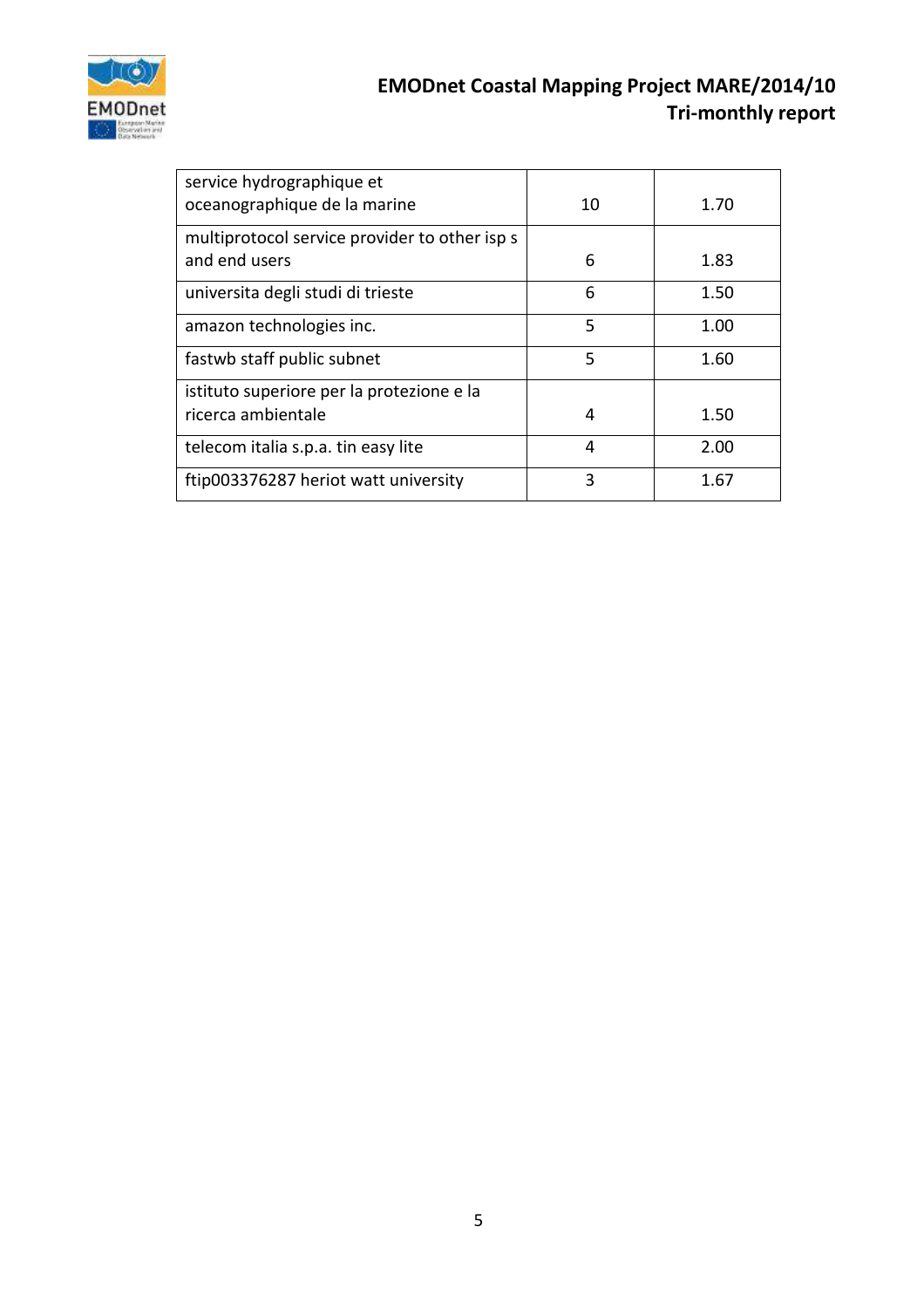| | | |
|---|---|---|
| service hydrographique et oceanographique de la marine | 10 | 1.70 |
| multiprotocol service provider to other isp s and end users | 6 | 1.83 |
| universita degli studi di trieste | 6 | 1.50 |
| amazon technologies inc. | 5 | 1.00 |
| fastwb staff public subnet | 5 | 1.60 |
| istituto superiore per la protezione e la ricerca ambientale | 4 | 1.50 |
| telecom italia s.p.a. tin easy lite | 4 | 2.00 |
| ftip003376287 heriot watt university | 3 | 1.67 |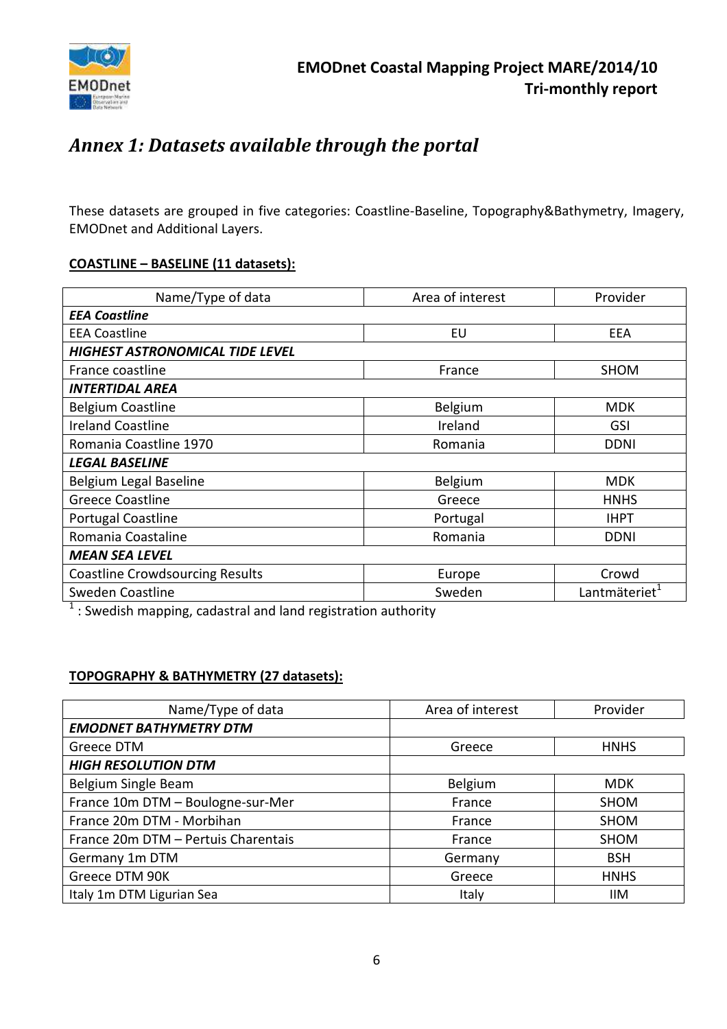# *Annex 1: Datasets available through the portal*

These datasets are grouped in five categories: Coastline-Baseline, Topography&Bathymetry, Imagery, EMODnet and Additional Layers.

**COASTLINE – BASELINE (11 datasets):**

| Name/Type of data | Area of interest | Provider |
|---|---|---|
| ***EEA Coastline*** | | |
| EEA Coastline | EU | EEA |
| ***HIGHEST ASTRONOMICAL TIDE LEVEL*** | | |
| France coastline | France | SHOM |
| ***INTERTIDAL AREA*** | | |
| Belgium Coastline | Belgium | MDK |
| Ireland Coastline | Ireland | GSI |
| Romania Coastline 1970 | Romania | DDNI |
| ***LEGAL BASELINE*** | | |
| Belgium Legal Baseline | Belgium | MDK |
| Greece Coastline | Greece | HNHS |
| Portugal Coastline | Portugal | IHPT |
| Romania Coastaline | Romania | DDNI |
| ***MEAN SEA LEVEL*** | | |
| Coastline Crowdsourcing Results | Europe | Crowd |
| Sweden Coastline | Sweden | Lantmäteriet[1] |

[1] : Swedish mapping, cadastral and land registration authority

**TOPOGRAPHY & BATHYMETRY (27 datasets):**

| Name/Type of data | Area of interest | Provider |
|---|---|---|
| ***EMODNET BATHYMETRY DTM*** | | |
| Greece DTM | Greece | HNHS |
| ***HIGH RESOLUTION DTM*** | | |
| Belgium Single Beam | Belgium | MDK |
| France 10m DTM – Boulogne-sur-Mer | France | SHOM |
| France 20m DTM - Morbihan | France | SHOM |
| France 20m DTM – Pertuis Charentais | France | SHOM |
| Germany 1m DTM | Germany | BSH |
| Greece DTM 90K | Greece | HNHS |
| Italy 1m DTM Ligurian Sea | Italy | IIM |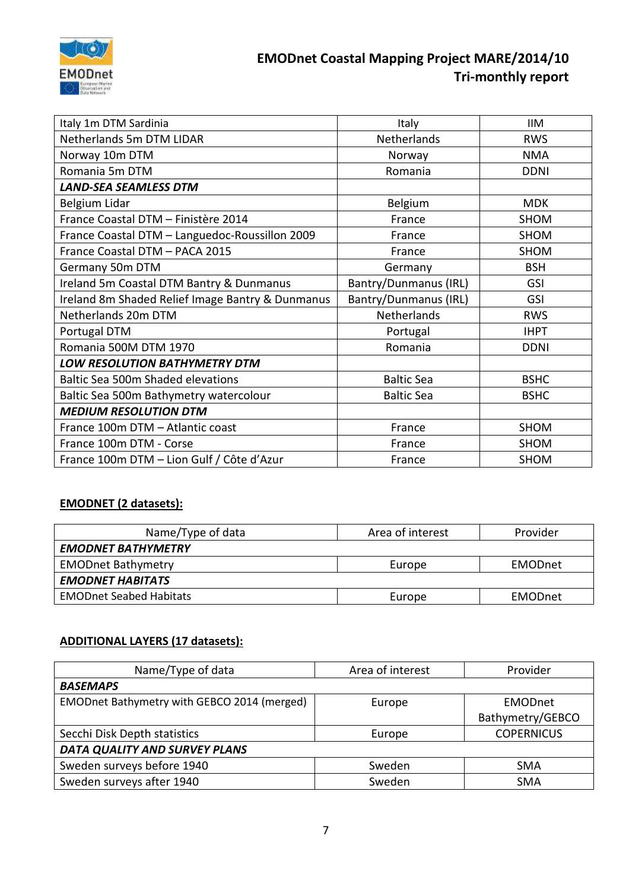| | | |
|---|---|---|
| Italy 1m DTM Sardinia | Italy | IIM |
| Netherlands 5m DTM LIDAR | Netherlands | RWS |
| Norway 10m DTM | Norway | NMA |
| Romania 5m DTM | Romania | DDNI |
| ***LAND-SEA SEAMLESS DTM*** | | |
| Belgium Lidar | Belgium | MDK |
| France Coastal DTM – Finistère 2014 | France | SHOM |
| France Coastal DTM – Languedoc-Roussillon 2009 | France | SHOM |
| France Coastal DTM – PACA 2015 | France | SHOM |
| Germany 50m DTM | Germany | BSH |
| Ireland 5m Coastal DTM Bantry & Dunmanus | Bantry/Dunmanus (IRL) | GSI |
| Ireland 8m Shaded Relief Image Bantry & Dunmanus | Bantry/Dunmanus (IRL) | GSI |
| Netherlands 20m DTM | Netherlands | RWS |
| Portugal DTM | Portugal | IHPT |
| Romania 500M DTM 1970 | Romania | DDNI |
| ***LOW RESOLUTION BATHYMETRY DTM*** | | |
| Baltic Sea 500m Shaded elevations | Baltic Sea | BSHC |
| Baltic Sea 500m Bathymetry watercolour | Baltic Sea | BSHC |
| ***MEDIUM RESOLUTION DTM*** | | |
| France 100m DTM – Atlantic coast | France | SHOM |
| France 100m DTM - Corse | France | SHOM |
| France 100m DTM – Lion Gulf / Côte d'Azur | France | SHOM |

**EMODNET (2 datasets):**

| Name/Type of data | Area of interest | Provider |
|---|---|---|
| ***EMODNET BATHYMETRY*** | | |
| EMODnet Bathymetry | Europe | EMODnet |
| ***EMODNET HABITATS*** | | |
| EMODnet Seabed Habitats | Europe | EMODnet |

**ADDITIONAL LAYERS (17 datasets):**

| Name/Type of data | Area of interest | Provider |
|---|---|---|
| ***BASEMAPS*** | | |
| EMODnet Bathymetry with GEBCO 2014 (merged) | Europe | EMODnet Bathymetry/GEBCO |
| Secchi Disk Depth statistics | Europe | COPERNICUS |
| ***DATA QUALITY AND SURVEY PLANS*** | | |
| Sweden surveys before 1940 | Sweden | SMA |
| Sweden surveys after 1940 | Sweden | SMA |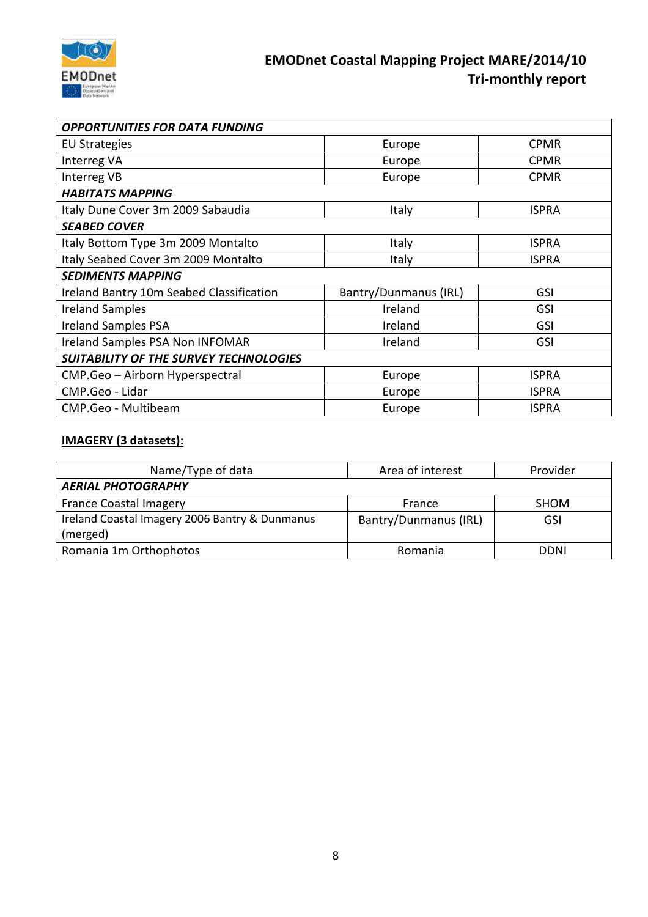| | | |
|---|---|---|
| ***OPPORTUNITIES FOR DATA FUNDING*** | | |
| EU Strategies | Europe | CPMR |
| Interreg VA | Europe | CPMR |
| Interreg VB | Europe | CPMR |
| ***HABITATS MAPPING*** | | |
| Italy Dune Cover 3m 2009 Sabaudia | Italy | ISPRA |
| ***SEABED COVER*** | | |
| Italy Bottom Type 3m 2009 Montalto | Italy | ISPRA |
| Italy Seabed Cover 3m 2009 Montalto | Italy | ISPRA |
| ***SEDIMENTS MAPPING*** | | |
| Ireland Bantry 10m Seabed Classification | Bantry/Dunmanus (IRL) | GSI |
| Ireland Samples | Ireland | GSI |
| Ireland Samples PSA | Ireland | GSI |
| Ireland Samples PSA Non INFOMAR | Ireland | GSI |
| ***SUITABILITY OF THE SURVEY TECHNOLOGIES*** | | |
| CMP.Geo – Airborn Hyperspectral | Europe | ISPRA |
| CMP.Geo - Lidar | Europe | ISPRA |
| CMP.Geo - Multibeam | Europe | ISPRA |

**IMAGERY (3 datasets):**

| Name/Type of data | Area of interest | Provider |
|---|---|---|
| ***AERIAL PHOTOGRAPHY*** | | |
| France Coastal Imagery | France | SHOM |
| Ireland Coastal Imagery 2006 Bantry & Dunmanus (merged) | Bantry/Dunmanus (IRL) | GSI |
| Romania 1m Orthophotos | Romania | DDNI |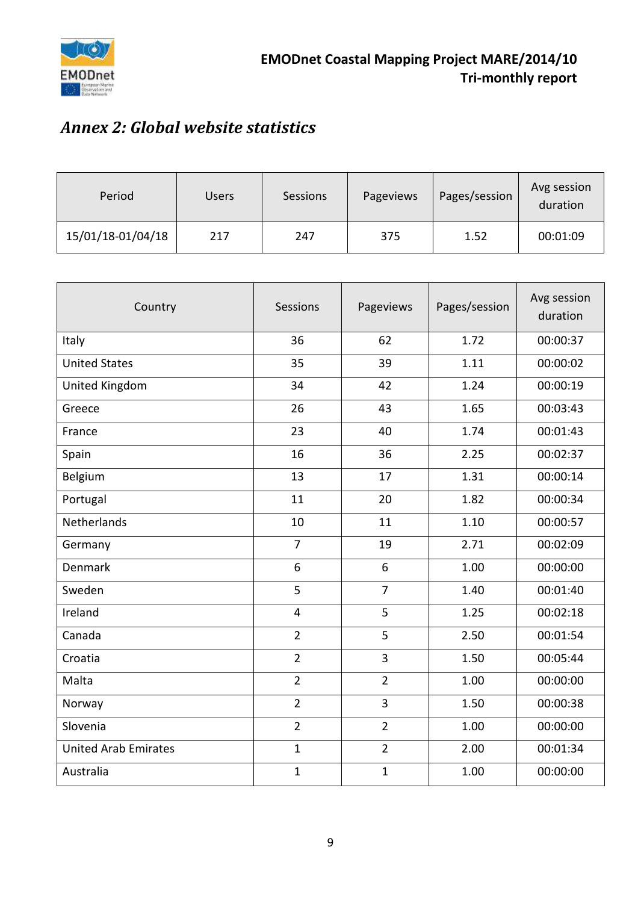## *Annex 2: Global website statistics*

| Period | Users | Sessions | Pageviews | Pages/session | Avg session duration |
|---|---|---|---|---|---|
| 15/01/18-01/04/18 | 217 | 247 | 375 | 1.52 | 00:01:09 |

| Country | Sessions | Pageviews | Pages/session | Avg session duration |
|---|---|---|---|---|
| Italy | 36 | 62 | 1.72 | 00:00:37 |
| United States | 35 | 39 | 1.11 | 00:00:02 |
| United Kingdom | 34 | 42 | 1.24 | 00:00:19 |
| Greece | 26 | 43 | 1.65 | 00:03:43 |
| France | 23 | 40 | 1.74 | 00:01:43 |
| Spain | 16 | 36 | 2.25 | 00:02:37 |
| Belgium | 13 | 17 | 1.31 | 00:00:14 |
| Portugal | 11 | 20 | 1.82 | 00:00:34 |
| Netherlands | 10 | 11 | 1.10 | 00:00:57 |
| Germany | 7 | 19 | 2.71 | 00:02:09 |
| Denmark | 6 | 6 | 1.00 | 00:00:00 |
| Sweden | 5 | 7 | 1.40 | 00:01:40 |
| Ireland | 4 | 5 | 1.25 | 00:02:18 |
| Canada | 2 | 5 | 2.50 | 00:01:54 |
| Croatia | 2 | 3 | 1.50 | 00:05:44 |
| Malta | 2 | 2 | 1.00 | 00:00:00 |
| Norway | 2 | 3 | 1.50 | 00:00:38 |
| Slovenia | 2 | 2 | 1.00 | 00:00:00 |
| United Arab Emirates | 1 | 2 | 2.00 | 00:01:34 |
| Australia | 1 | 1 | 1.00 | 00:00:00 |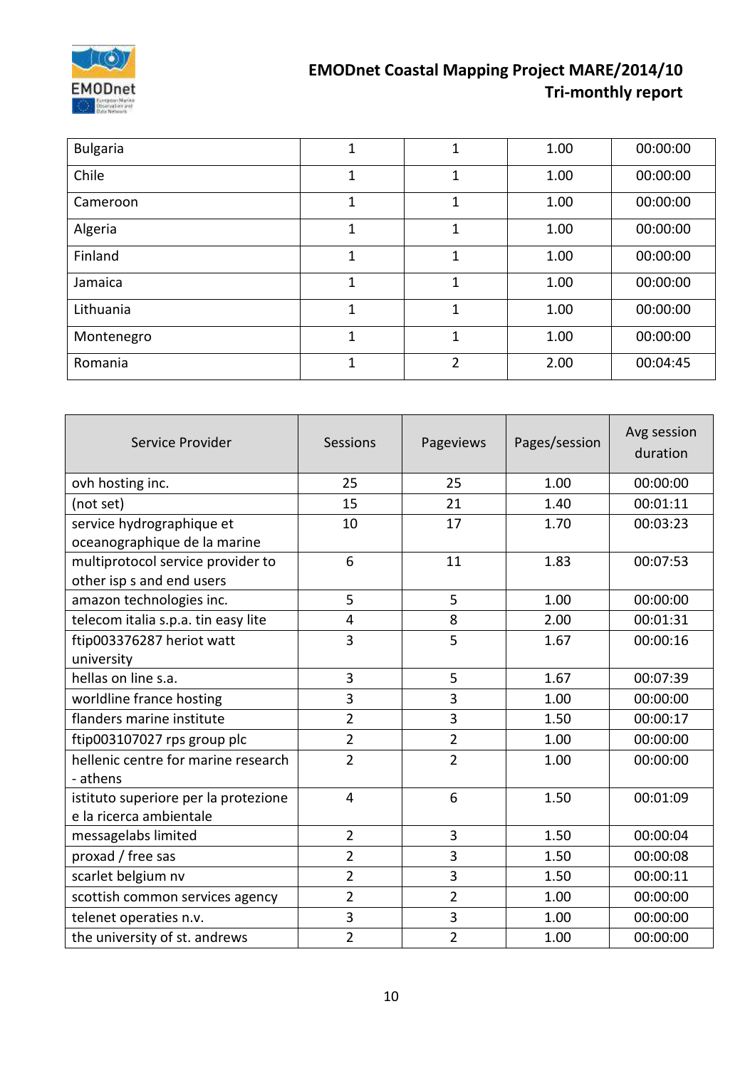| | | | | |
|---|---|---|---|---|
| Bulgaria | 1 | 1 | 1.00 | 00:00:00 |
| Chile | 1 | 1 | 1.00 | 00:00:00 |
| Cameroon | 1 | 1 | 1.00 | 00:00:00 |
| Algeria | 1 | 1 | 1.00 | 00:00:00 |
| Finland | 1 | 1 | 1.00 | 00:00:00 |
| Jamaica | 1 | 1 | 1.00 | 00:00:00 |
| Lithuania | 1 | 1 | 1.00 | 00:00:00 |
| Montenegro | 1 | 1 | 1.00 | 00:00:00 |
| Romania | 1 | 2 | 2.00 | 00:04:45 |

| Service Provider | Sessions | Pageviews | Pages/session | Avg session duration |
|---|---|---|---|---|
| ovh hosting inc. | 25 | 25 | 1.00 | 00:00:00 |
| (not set) | 15 | 21 | 1.40 | 00:01:11 |
| service hydrographique et oceanographique de la marine | 10 | 17 | 1.70 | 00:03:23 |
| multiprotocol service provider to other isp s and end users | 6 | 11 | 1.83 | 00:07:53 |
| amazon technologies inc. | 5 | 5 | 1.00 | 00:00:00 |
| telecom italia s.p.a. tin easy lite | 4 | 8 | 2.00 | 00:01:31 |
| ftip003376287 heriot watt university | 3 | 5 | 1.67 | 00:00:16 |
| hellas on line s.a. | 3 | 5 | 1.67 | 00:07:39 |
| worldline france hosting | 3 | 3 | 1.00 | 00:00:00 |
| flanders marine institute | 2 | 3 | 1.50 | 00:00:17 |
| ftip003107027 rps group plc | 2 | 2 | 1.00 | 00:00:00 |
| hellenic centre for marine research - athens | 2 | 2 | 1.00 | 00:00:00 |
| istituto superiore per la protezione e la ricerca ambientale | 4 | 6 | 1.50 | 00:01:09 |
| messagelabs limited | 2 | 3 | 1.50 | 00:00:04 |
| proxad / free sas | 2 | 3 | 1.50 | 00:00:08 |
| scarlet belgium nv | 2 | 3 | 1.50 | 00:00:11 |
| scottish common services agency | 2 | 2 | 1.00 | 00:00:00 |
| telenet operaties n.v. | 3 | 3 | 1.00 | 00:00:00 |
| the university of st. andrews | 2 | 2 | 1.00 | 00:00:00 |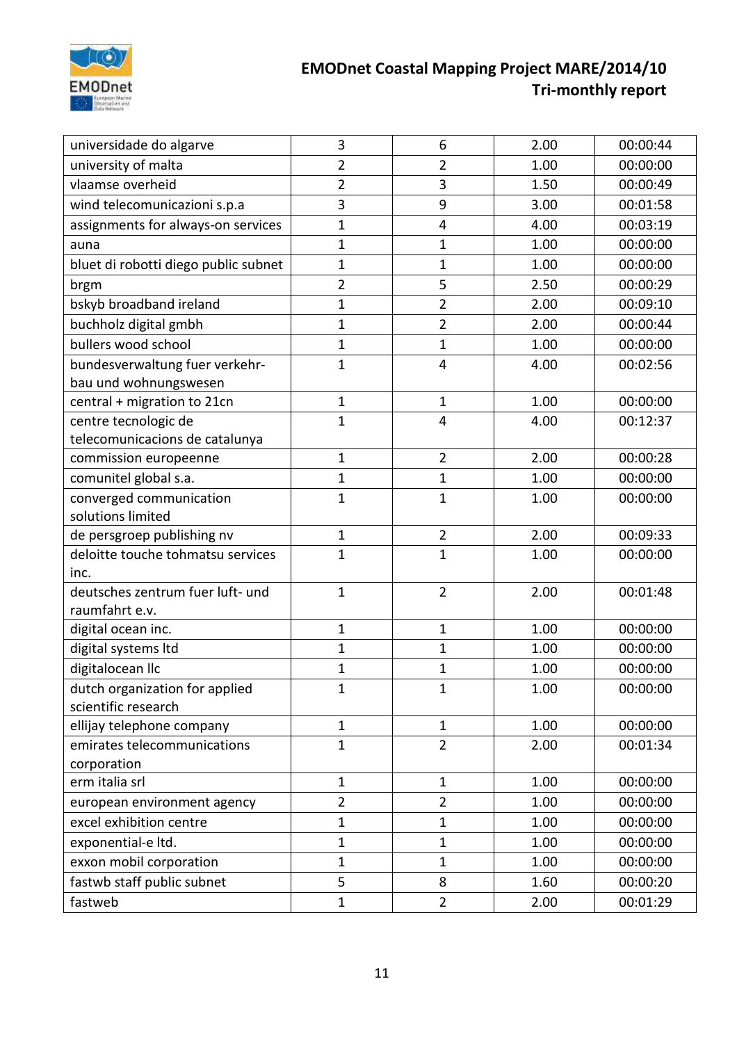| | | | | |
|---|---|---|---|---|
| universidade do algarve | 3 | 6 | 2.00 | 00:00:44 |
| university of malta | 2 | 2 | 1.00 | 00:00:00 |
| vlaamse overheid | 2 | 3 | 1.50 | 00:00:49 |
| wind telecomunicazioni s.p.a | 3 | 9 | 3.00 | 00:01:58 |
| assignments for always-on services | 1 | 4 | 4.00 | 00:03:19 |
| auna | 1 | 1 | 1.00 | 00:00:00 |
| bluet di robotti diego public subnet | 1 | 1 | 1.00 | 00:00:00 |
| brgm | 2 | 5 | 2.50 | 00:00:29 |
| bskyb broadband ireland | 1 | 2 | 2.00 | 00:09:10 |
| buchholz digital gmbh | 1 | 2 | 2.00 | 00:00:44 |
| bullers wood school | 1 | 1 | 1.00 | 00:00:00 |
| bundesverwaltung fuer verkehr-bau und wohnungswesen | 1 | 4 | 4.00 | 00:02:56 |
| central + migration to 21cn | 1 | 1 | 1.00 | 00:00:00 |
| centre tecnologic de telecomunicacions de catalunya | 1 | 4 | 4.00 | 00:12:37 |
| commission europeenne | 1 | 2 | 2.00 | 00:00:28 |
| comunitel global s.a. | 1 | 1 | 1.00 | 00:00:00 |
| converged communication solutions limited | 1 | 1 | 1.00 | 00:00:00 |
| de persgroep publishing nv | 1 | 2 | 2.00 | 00:09:33 |
| deloitte touche tohmatsu services inc. | 1 | 1 | 1.00 | 00:00:00 |
| deutsches zentrum fuer luft- und raumfahrt e.v. | 1 | 2 | 2.00 | 00:01:48 |
| digital ocean inc. | 1 | 1 | 1.00 | 00:00:00 |
| digital systems ltd | 1 | 1 | 1.00 | 00:00:00 |
| digitalocean llc | 1 | 1 | 1.00 | 00:00:00 |
| dutch organization for applied scientific research | 1 | 1 | 1.00 | 00:00:00 |
| ellijay telephone company | 1 | 1 | 1.00 | 00:00:00 |
| emirates telecommunications corporation | 1 | 2 | 2.00 | 00:01:34 |
| erm italia srl | 1 | 1 | 1.00 | 00:00:00 |
| european environment agency | 2 | 2 | 1.00 | 00:00:00 |
| excel exhibition centre | 1 | 1 | 1.00 | 00:00:00 |
| exponential-e ltd. | 1 | 1 | 1.00 | 00:00:00 |
| exxon mobil corporation | 1 | 1 | 1.00 | 00:00:00 |
| fastwb staff public subnet | 5 | 8 | 1.60 | 00:00:20 |
| fastweb | 1 | 2 | 2.00 | 00:01:29 |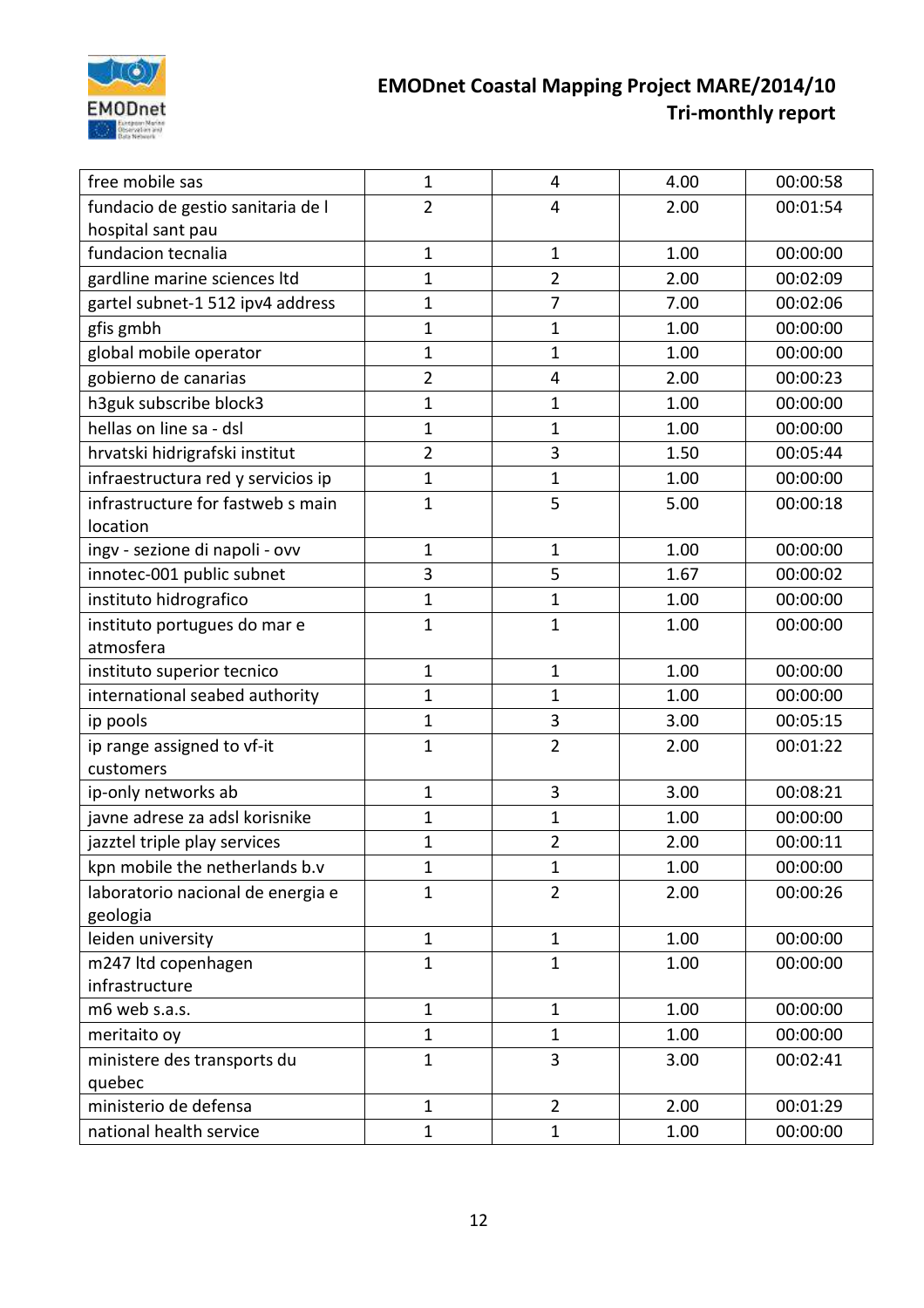| | | | | |
|---|---|---|---|---|
| free mobile sas | 1 | 4 | 4.00 | 00:00:58 |
| fundacio de gestio sanitaria de l hospital sant pau | 2 | 4 | 2.00 | 00:01:54 |
| fundacion tecnalia | 1 | 1 | 1.00 | 00:00:00 |
| gardline marine sciences ltd | 1 | 2 | 2.00 | 00:02:09 |
| gartel subnet-1 512 ipv4 address | 1 | 7 | 7.00 | 00:02:06 |
| gfis gmbh | 1 | 1 | 1.00 | 00:00:00 |
| global mobile operator | 1 | 1 | 1.00 | 00:00:00 |
| gobierno de canarias | 2 | 4 | 2.00 | 00:00:23 |
| h3guk subscribe block3 | 1 | 1 | 1.00 | 00:00:00 |
| hellas on line sa - dsl | 1 | 1 | 1.00 | 00:00:00 |
| hrvatski hidrigrafski institut | 2 | 3 | 1.50 | 00:05:44 |
| infraestructura red y servicios ip | 1 | 1 | 1.00 | 00:00:00 |
| infrastructure for fastweb s main location | 1 | 5 | 5.00 | 00:00:18 |
| ingv - sezione di napoli - ovv | 1 | 1 | 1.00 | 00:00:00 |
| innotec-001 public subnet | 3 | 5 | 1.67 | 00:00:02 |
| instituto hidrografico | 1 | 1 | 1.00 | 00:00:00 |
| instituto portugues do mar e atmosfera | 1 | 1 | 1.00 | 00:00:00 |
| instituto superior tecnico | 1 | 1 | 1.00 | 00:00:00 |
| international seabed authority | 1 | 1 | 1.00 | 00:00:00 |
| ip pools | 1 | 3 | 3.00 | 00:05:15 |
| ip range assigned to vf-it customers | 1 | 2 | 2.00 | 00:01:22 |
| ip-only networks ab | 1 | 3 | 3.00 | 00:08:21 |
| javne adrese za adsl korisnike | 1 | 1 | 1.00 | 00:00:00 |
| jazztel triple play services | 1 | 2 | 2.00 | 00:00:11 |
| kpn mobile the netherlands b.v | 1 | 1 | 1.00 | 00:00:00 |
| laboratorio nacional de energia e geologia | 1 | 2 | 2.00 | 00:00:26 |
| leiden university | 1 | 1 | 1.00 | 00:00:00 |
| m247 ltd copenhagen infrastructure | 1 | 1 | 1.00 | 00:00:00 |
| m6 web s.a.s. | 1 | 1 | 1.00 | 00:00:00 |
| meritaito oy | 1 | 1 | 1.00 | 00:00:00 |
| ministere des transports du quebec | 1 | 3 | 3.00 | 00:02:41 |
| ministerio de defensa | 1 | 2 | 2.00 | 00:01:29 |
| national health service | 1 | 1 | 1.00 | 00:00:00 |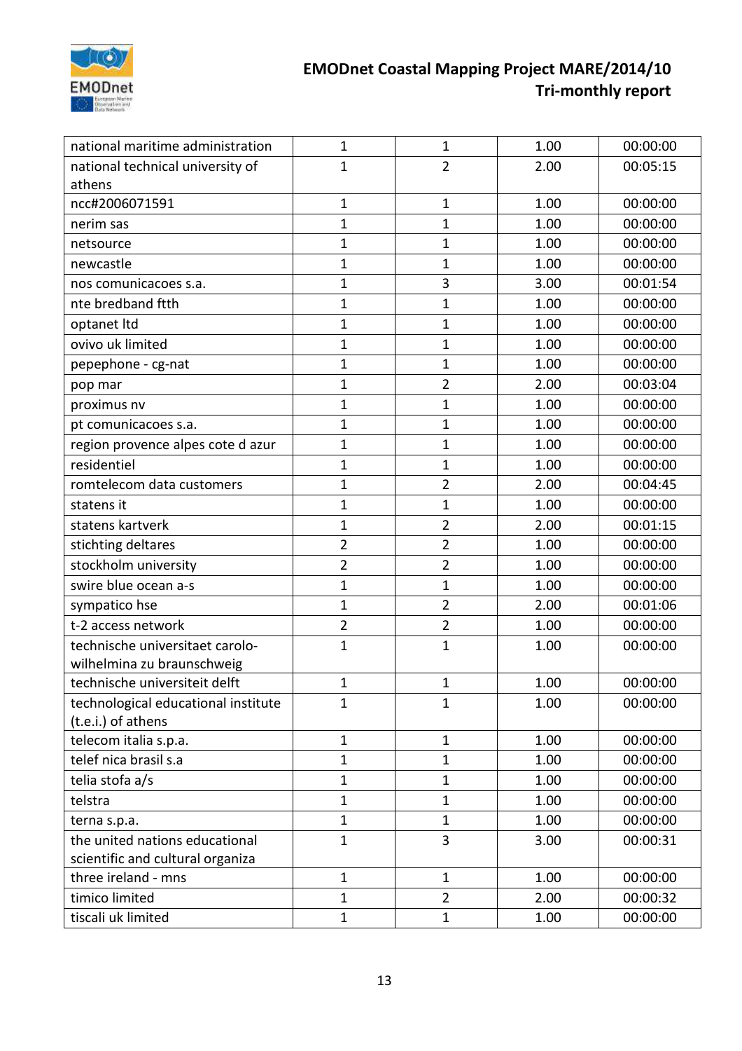| | | | | |
|---|---|---|---|---|
| national maritime administration | 1 | 1 | 1.00 | 00:00:00 |
| national technical university of athens | 1 | 2 | 2.00 | 00:05:15 |
| ncc#2006071591 | 1 | 1 | 1.00 | 00:00:00 |
| nerim sas | 1 | 1 | 1.00 | 00:00:00 |
| netsource | 1 | 1 | 1.00 | 00:00:00 |
| newcastle | 1 | 1 | 1.00 | 00:00:00 |
| nos comunicacoes s.a. | 1 | 3 | 3.00 | 00:01:54 |
| nte bredband ftth | 1 | 1 | 1.00 | 00:00:00 |
| optanet ltd | 1 | 1 | 1.00 | 00:00:00 |
| ovivo uk limited | 1 | 1 | 1.00 | 00:00:00 |
| pepephone - cg-nat | 1 | 1 | 1.00 | 00:00:00 |
| pop mar | 1 | 2 | 2.00 | 00:03:04 |
| proximus nv | 1 | 1 | 1.00 | 00:00:00 |
| pt comunicacoes s.a. | 1 | 1 | 1.00 | 00:00:00 |
| region provence alpes cote d azur | 1 | 1 | 1.00 | 00:00:00 |
| residentiel | 1 | 1 | 1.00 | 00:00:00 |
| romtelecom data customers | 1 | 2 | 2.00 | 00:04:45 |
| statens it | 1 | 1 | 1.00 | 00:00:00 |
| statens kartverk | 1 | 2 | 2.00 | 00:01:15 |
| stichting deltares | 2 | 2 | 1.00 | 00:00:00 |
| stockholm university | 2 | 2 | 1.00 | 00:00:00 |
| swire blue ocean a-s | 1 | 1 | 1.00 | 00:00:00 |
| sympatico hse | 1 | 2 | 2.00 | 00:01:06 |
| t-2 access network | 2 | 2 | 1.00 | 00:00:00 |
| technische universitaet carolo-wilhelmina zu braunschweig | 1 | 1 | 1.00 | 00:00:00 |
| technische universiteit delft | 1 | 1 | 1.00 | 00:00:00 |
| technological educational institute (t.e.i.) of athens | 1 | 1 | 1.00 | 00:00:00 |
| telecom italia s.p.a. | 1 | 1 | 1.00 | 00:00:00 |
| telef nica brasil s.a | 1 | 1 | 1.00 | 00:00:00 |
| telia stofa a/s | 1 | 1 | 1.00 | 00:00:00 |
| telstra | 1 | 1 | 1.00 | 00:00:00 |
| terna s.p.a. | 1 | 1 | 1.00 | 00:00:00 |
| the united nations educational scientific and cultural organiza | 1 | 3 | 3.00 | 00:00:31 |
| three ireland - mns | 1 | 1 | 1.00 | 00:00:00 |
| timico limited | 1 | 2 | 2.00 | 00:00:32 |
| tiscali uk limited | 1 | 1 | 1.00 | 00:00:00 |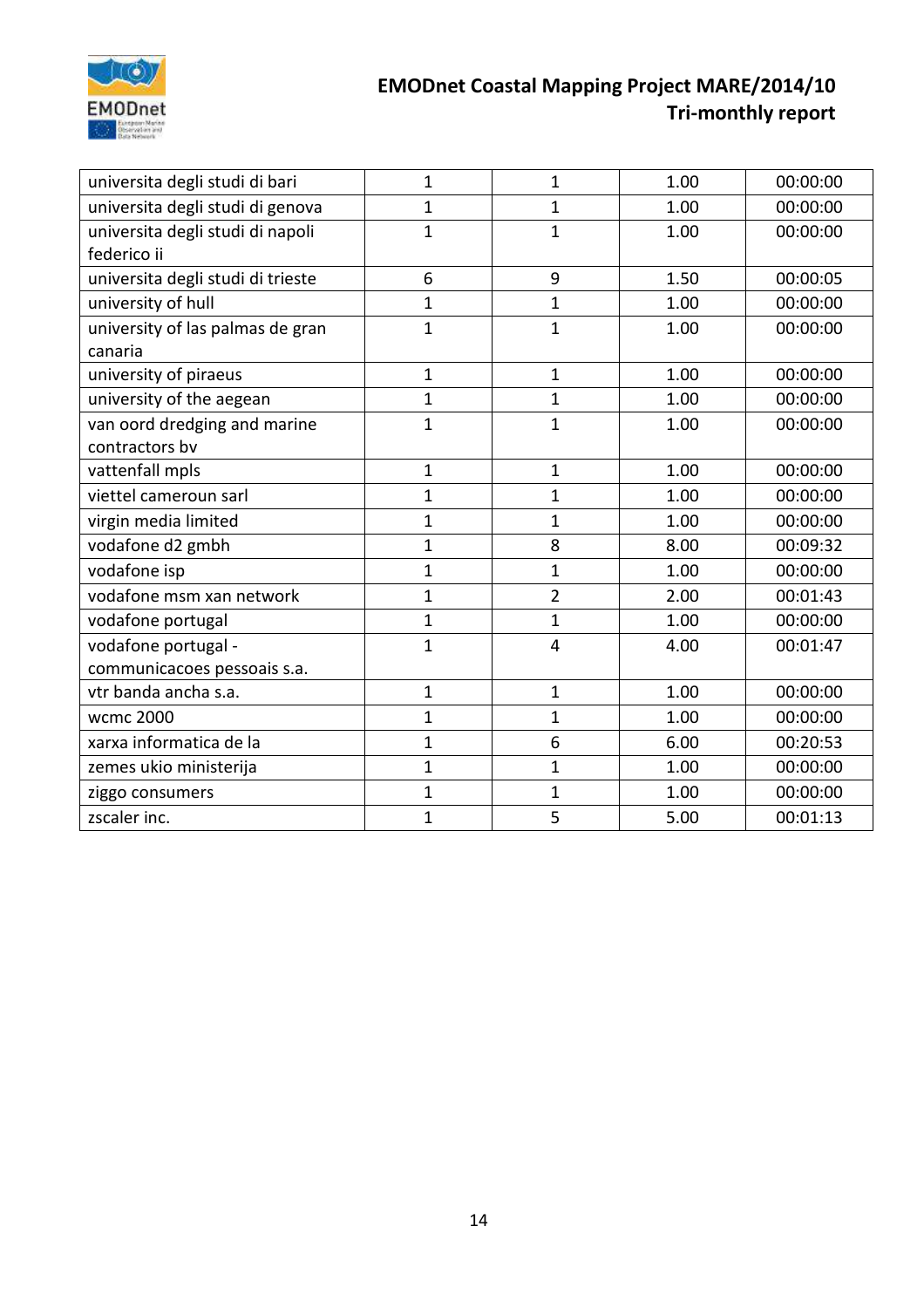| | | | | |
|---|---|---|---|---|
| universita degli studi di bari | 1 | 1 | 1.00 | 00:00:00 |
| universita degli studi di genova | 1 | 1 | 1.00 | 00:00:00 |
| universita degli studi di napoli federico ii | 1 | 1 | 1.00 | 00:00:00 |
| universita degli studi di trieste | 6 | 9 | 1.50 | 00:00:05 |
| university of hull | 1 | 1 | 1.00 | 00:00:00 |
| university of las palmas de gran canaria | 1 | 1 | 1.00 | 00:00:00 |
| university of piraeus | 1 | 1 | 1.00 | 00:00:00 |
| university of the aegean | 1 | 1 | 1.00 | 00:00:00 |
| van oord dredging and marine contractors bv | 1 | 1 | 1.00 | 00:00:00 |
| vattenfall mpls | 1 | 1 | 1.00 | 00:00:00 |
| viettel cameroun sarl | 1 | 1 | 1.00 | 00:00:00 |
| virgin media limited | 1 | 1 | 1.00 | 00:00:00 |
| vodafone d2 gmbh | 1 | 8 | 8.00 | 00:09:32 |
| vodafone isp | 1 | 1 | 1.00 | 00:00:00 |
| vodafone msm xan network | 1 | 2 | 2.00 | 00:01:43 |
| vodafone portugal | 1 | 1 | 1.00 | 00:00:00 |
| vodafone portugal - communicacoes pessoais s.a. | 1 | 4 | 4.00 | 00:01:47 |
| vtr banda ancha s.a. | 1 | 1 | 1.00 | 00:00:00 |
| wcmc 2000 | 1 | 1 | 1.00 | 00:00:00 |
| xarxa informatica de la | 1 | 6 | 6.00 | 00:20:53 |
| zemes ukio ministerija | 1 | 1 | 1.00 | 00:00:00 |
| ziggo consumers | 1 | 1 | 1.00 | 00:00:00 |
| zscaler inc. | 1 | 5 | 5.00 | 00:01:13 |